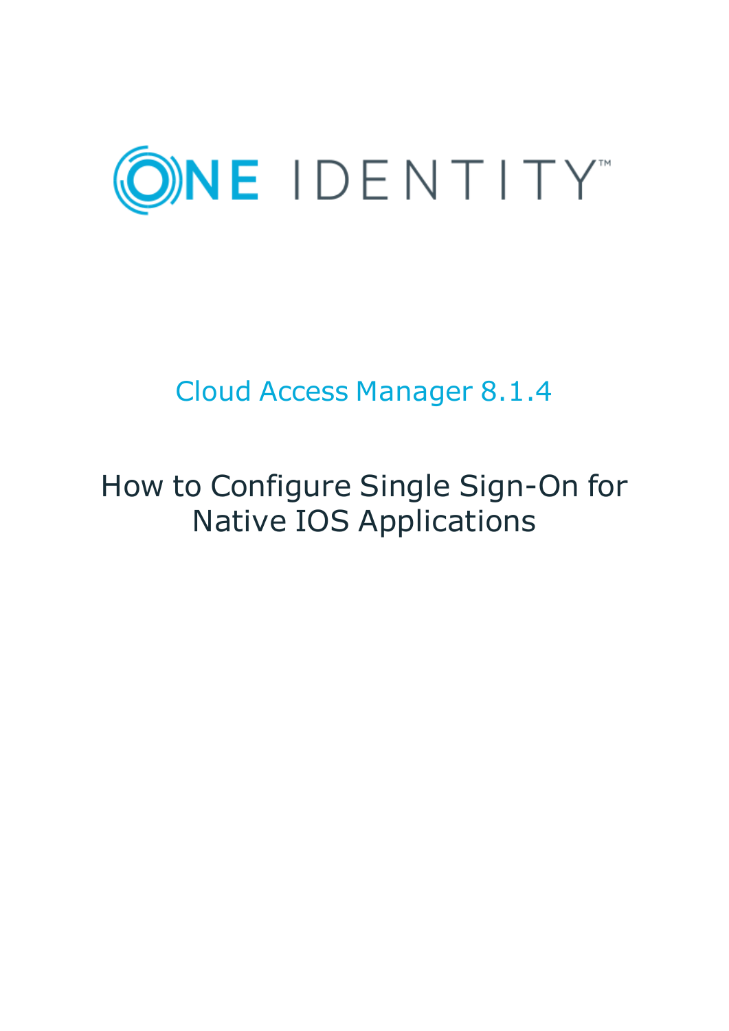ONE IDENTITY™

# Cloud Access Manager 8.1.4

## How to Configure Single Sign-On for Native IOS Applications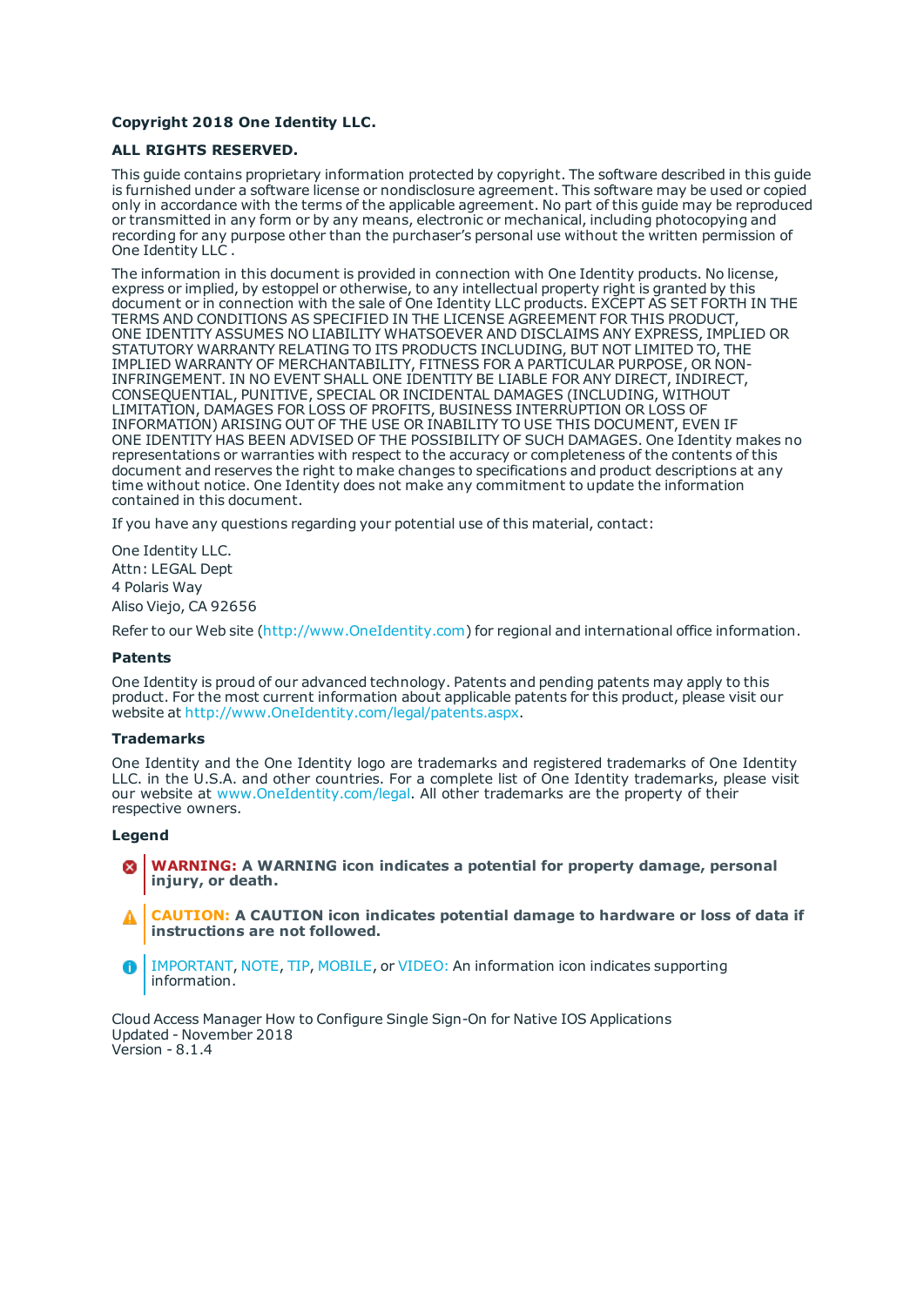**Copyright 2018 One Identity LLC.**

**ALL RIGHTS RESERVED.**

This guide contains proprietary information protected by copyright. The software described in this guide is furnished under a software license or nondisclosure agreement. This software may be used or copied only in accordance with the terms of the applicable agreement. No part of this guide may be reproduced or transmitted in any form or by any means, electronic or mechanical, including photocopying and recording for any purpose other than the purchaser's personal use without the written permission of One Identity LLC .

The information in this document is provided in connection with One Identity products. No license, express or implied, by estoppel or otherwise, to any intellectual property right is granted by this document or in connection with the sale of One Identity LLC products. EXCEPT AS SET FORTH IN THE TERMS AND CONDITIONS AS SPECIFIED IN THE LICENSE AGREEMENT FOR THIS PRODUCT, ONE IDENTITY ASSUMES NO LIABILITY WHATSOEVER AND DISCLAIMS ANY EXPRESS, IMPLIED OR STATUTORY WARRANTY RELATING TO ITS PRODUCTS INCLUDING, BUT NOT LIMITED TO, THE IMPLIED WARRANTY OF MERCHANTABILITY, FITNESS FOR A PARTICULAR PURPOSE, OR NON-INFRINGEMENT. IN NO EVENT SHALL ONE IDENTITY BE LIABLE FOR ANY DIRECT, INDIRECT, CONSEQUENTIAL, PUNITIVE, SPECIAL OR INCIDENTAL DAMAGES (INCLUDING, WITHOUT LIMITATION, DAMAGES FOR LOSS OF PROFITS, BUSINESS INTERRUPTION OR LOSS OF INFORMATION) ARISING OUT OF THE USE OR INABILITY TO USE THIS DOCUMENT, EVEN IF ONE IDENTITY HAS BEEN ADVISED OF THE POSSIBILITY OF SUCH DAMAGES. One Identity makes no representations or warranties with respect to the accuracy or completeness of the contents of this document and reserves the right to make changes to specifications and product descriptions at any time without notice. One Identity does not make any commitment to update the information contained in this document.

If you have any questions regarding your potential use of this material, contact:

One Identity LLC.
Attn: LEGAL Dept
4 Polaris Way
Aliso Viejo, CA 92656

Refer to our Web site (http://www.OneIdentity.com) for regional and international office information.

### Patents

One Identity is proud of our advanced technology. Patents and pending patents may apply to this product. For the most current information about applicable patents for this product, please visit our website at http://www.OneIdentity.com/legal/patents.aspx.

### Trademarks

One Identity and the One Identity logo are trademarks and registered trademarks of One Identity LLC. in the U.S.A. and other countries. For a complete list of One Identity trademarks, please visit our website at www.OneIdentity.com/legal. All other trademarks are the property of their respective owners.

### Legend

**WARNING: A WARNING icon indicates a potential for property damage, personal injury, or death.**

**CAUTION: A CAUTION icon indicates potential damage to hardware or loss of data if instructions are not followed.**

IMPORTANT, NOTE, TIP, MOBILE, or VIDEO: An information icon indicates supporting information.

Cloud Access Manager How to Configure Single Sign-On for Native IOS Applications
Updated - November 2018
Version - 8.1.4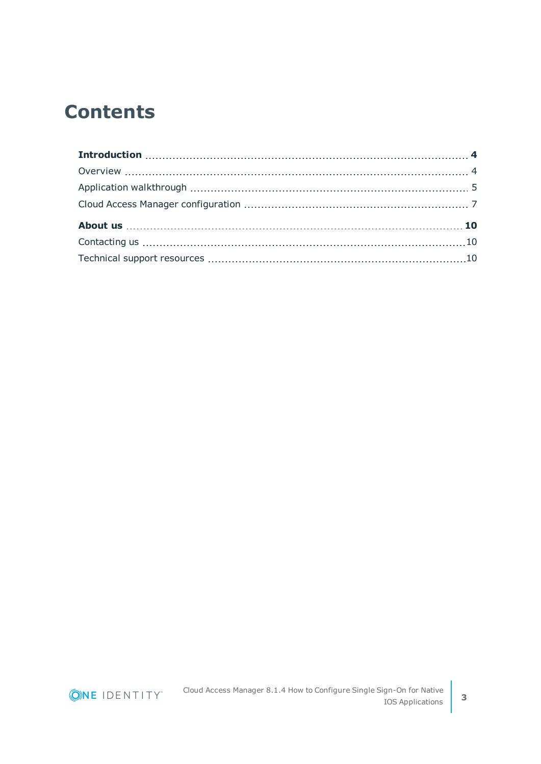# Contents

**Introduction** ........ **4**

Overview ........ 4

Application walkthrough ........ 5

Cloud Access Manager configuration ........ 7

**About us** ........ **10**

Contacting us ........ 10

Technical support resources ........ 10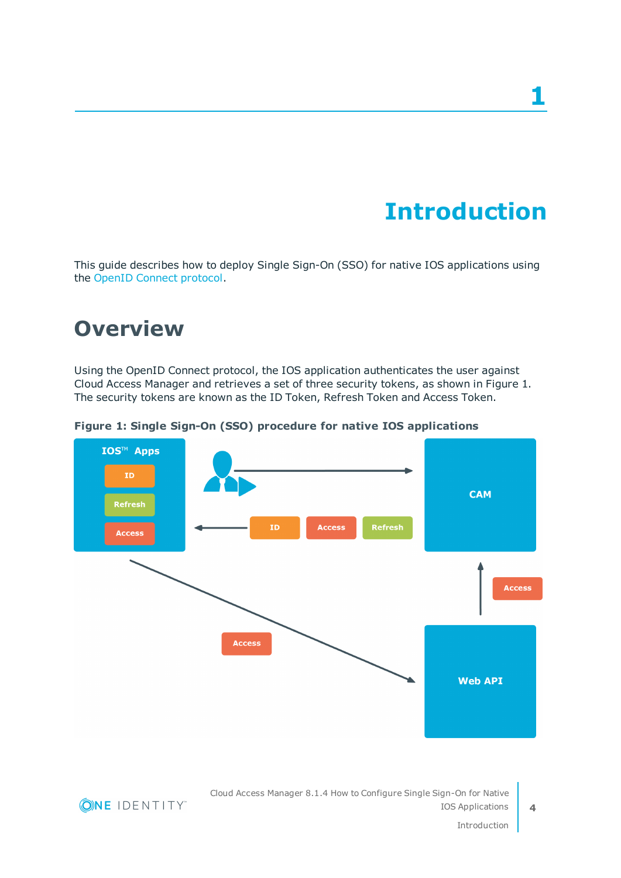# 1

# Introduction

This guide describes how to deploy Single Sign-On (SSO) for native IOS applications using the OpenID Connect protocol.

## Overview

Using the OpenID Connect protocol, the IOS application authenticates the user against Cloud Access Manager and retrieves a set of three security tokens, as shown in Figure 1. The security tokens are known as the ID Token, Refresh Token and Access Token.

**Figure 1: Single Sign-On (SSO) procedure for native IOS applications**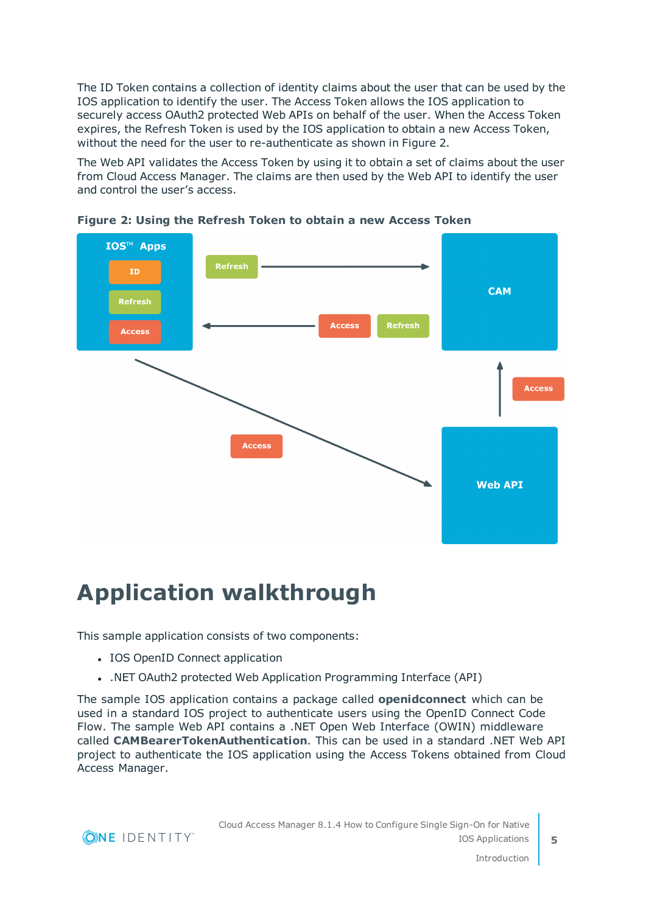The ID Token contains a collection of identity claims about the user that can be used by the IOS application to identify the user. The Access Token allows the IOS application to securely access OAuth2 protected Web APIs on behalf of the user. When the Access Token expires, the Refresh Token is used by the IOS application to obtain a new Access Token, without the need for the user to re-authenticate as shown in Figure 2.

The Web API validates the Access Token by using it to obtain a set of claims about the user from Cloud Access Manager. The claims are then used by the Web API to identify the user and control the user's access.

**Figure 2: Using the Refresh Token to obtain a new Access Token**

# Application walkthrough

This sample application consists of two components:

- IOS OpenID Connect application
- .NET OAuth2 protected Web Application Programming Interface (API)

The sample IOS application contains a package called **openidconnect** which can be used in a standard IOS project to authenticate users using the OpenID Connect Code Flow. The sample Web API contains a .NET Open Web Interface (OWIN) middleware called **CAMBearerTokenAuthentication**. This can be used in a standard .NET Web API project to authenticate the IOS application using the Access Tokens obtained from Cloud Access Manager.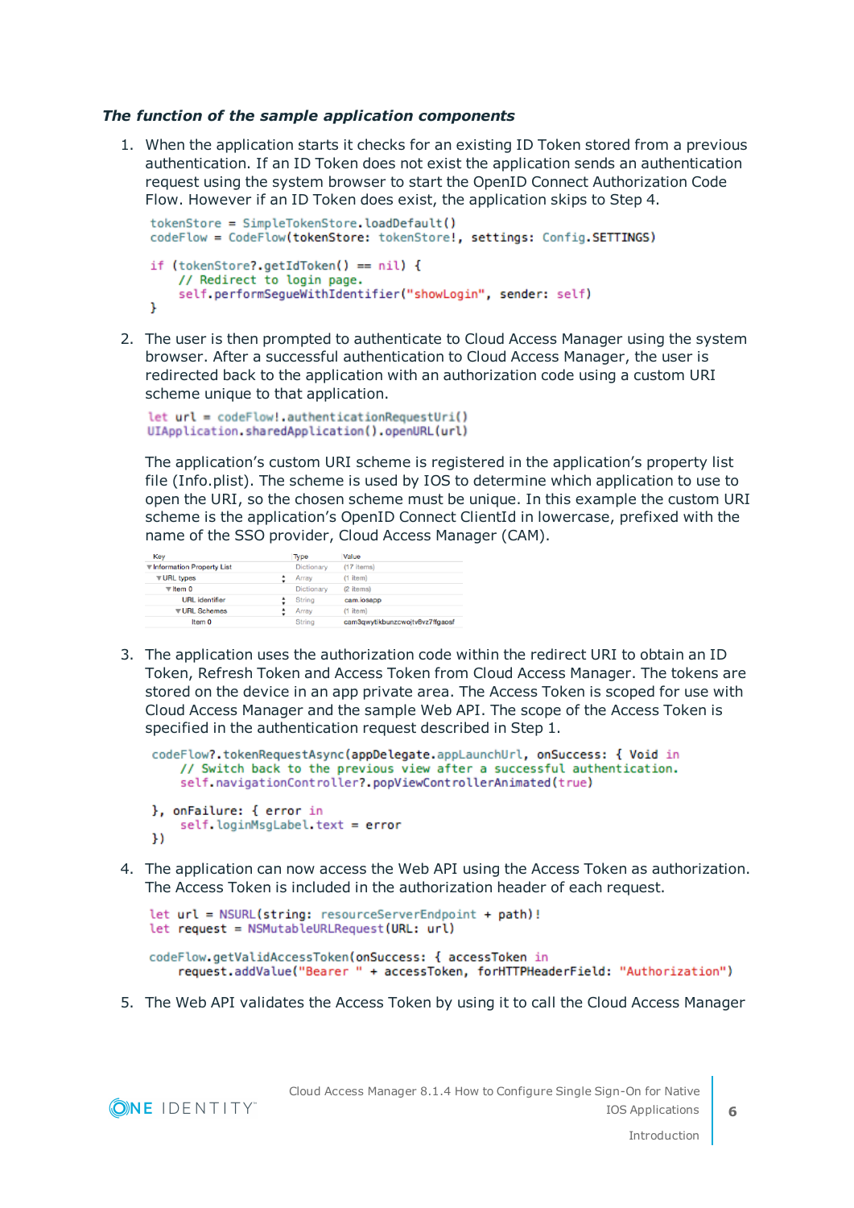*The function of the sample application components*

1. When the application starts it checks for an existing ID Token stored from a previous authentication. If an ID Token does not exist the application sends an authentication request using the system browser to start the OpenID Connect Authorization Code Flow. However if an ID Token does exist, the application skips to Step 4.

```
tokenStore = SimpleTokenStore.loadDefault()
codeFlow = CodeFlow(tokenStore: tokenStore!, settings: Config.SETTINGS)

if (tokenStore?.getIdToken() == nil) {
    // Redirect to login page.
    self.performSegueWithIdentifier("showLogin", sender: self)
}
```

2. The user is then prompted to authenticate to Cloud Access Manager using the system browser. After a successful authentication to Cloud Access Manager, the user is redirected back to the application with an authorization code using a custom URI scheme unique to that application.

```
let url = codeFlow!.authenticationRequestUri()
UIApplication.sharedApplication().openURL(url)
```

   The application's custom URI scheme is registered in the application's property list file (Info.plist). The scheme is used by IOS to determine which application to use to open the URI, so the chosen scheme must be unique. In this example the custom URI scheme is the application's OpenID Connect ClientId in lowercase, prefixed with the name of the SSO provider, Cloud Access Manager (CAM).

| Key | Type | Value |
|---|---|---|
| ▼Information Property List | Dictionary | (17 items) |
| ▼URL types | Array | (1 item) |
| ▼Item 0 | Dictionary | (2 items) |
| URL identifier | String | cam.iosapp |
| ▼URL Schemes | Array | (1 item) |
| Item 0 | String | cam3qwytikbunzcwojtv8vz7lfgaosf |

3. The application uses the authorization code within the redirect URI to obtain an ID Token, Refresh Token and Access Token from Cloud Access Manager. The tokens are stored on the device in an app private area. The Access Token is scoped for use with Cloud Access Manager and the sample Web API. The scope of the Access Token is specified in the authentication request described in Step 1.

```
codeFlow?.tokenRequestAsync(appDelegate.appLaunchUrl, onSuccess: { Void in
    // Switch back to the previous view after a successful authentication.
    self.navigationController?.popViewControllerAnimated(true)

}, onFailure: { error in
    self.loginMsgLabel.text = error
})
```

4. The application can now access the Web API using the Access Token as authorization. The Access Token is included in the authorization header of each request.

```
let url = NSURL(string: resourceServerEndpoint + path)!
let request = NSMutableURLRequest(URL: url)

codeFlow.getValidAccessToken(onSuccess: { accessToken in
    request.addValue("Bearer " + accessToken, forHTTPHeaderField: "Authorization")
```

5. The Web API validates the Access Token by using it to call the Cloud Access Manager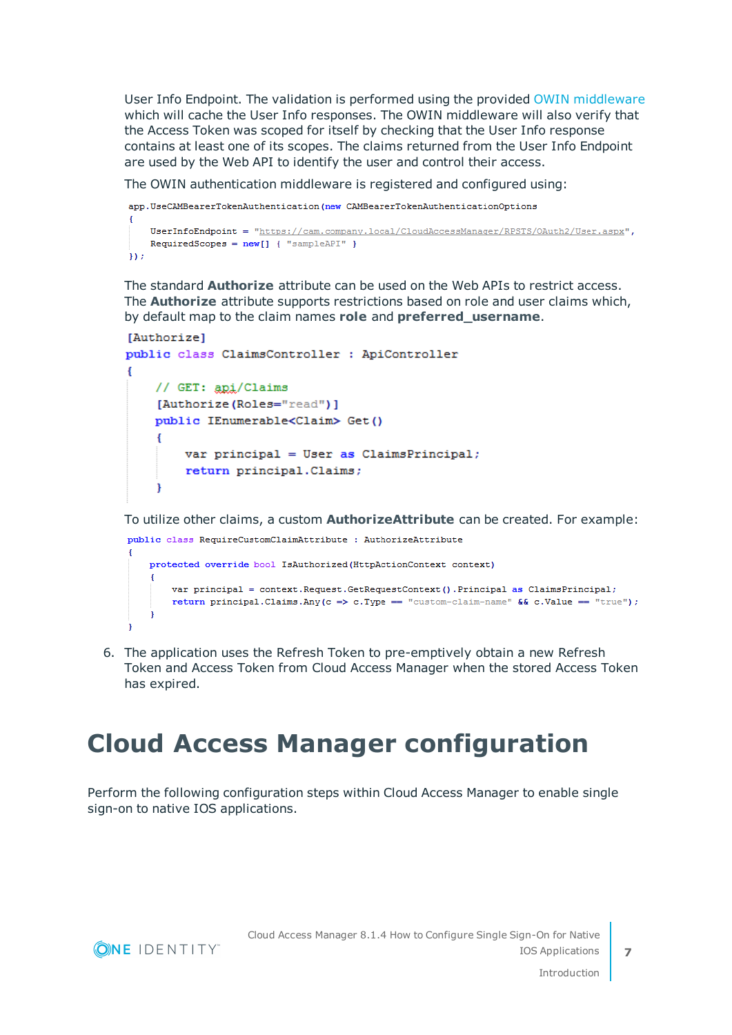User Info Endpoint. The validation is performed using the provided OWIN middleware which will cache the User Info responses. The OWIN middleware will also verify that the Access Token was scoped for itself by checking that the User Info response contains at least one of its scopes. The claims returned from the User Info Endpoint are used by the Web API to identify the user and control their access.

The OWIN authentication middleware is registered and configured using:

```
app.UseCAMBearerTokenAuthentication(new CAMBearerTokenAuthenticationOptions
{
    UserInfoEndpoint = "https://cam.company.local/CloudAccessManager/RPSTS/OAuth2/User.aspx",
    RequiredScopes = new[] { "sampleAPI" }
});
```

The standard **Authorize** attribute can be used on the Web APIs to restrict access. The **Authorize** attribute supports restrictions based on role and user claims which, by default map to the claim names **role** and **preferred_username**.

```
[Authorize]
public class ClaimsController : ApiController
{
    // GET: api/Claims
    [Authorize(Roles="read")]
    public IEnumerable<Claim> Get()
    {
        var principal = User as ClaimsPrincipal;
        return principal.Claims;
    }
```

To utilize other claims, a custom **AuthorizeAttribute** can be created. For example:

```
public class RequireCustomClaimAttribute : AuthorizeAttribute
{
    protected override bool IsAuthorized(HttpActionContext context)
    {
        var principal = context.Request.GetRequestContext().Principal as ClaimsPrincipal;
        return principal.Claims.Any(c => c.Type == "custom-claim-name" && c.Value == "true");
    }
}
```

6. The application uses the Refresh Token to pre-emptively obtain a new Refresh Token and Access Token from Cloud Access Manager when the stored Access Token has expired.

# Cloud Access Manager configuration

Perform the following configuration steps within Cloud Access Manager to enable single sign-on to native IOS applications.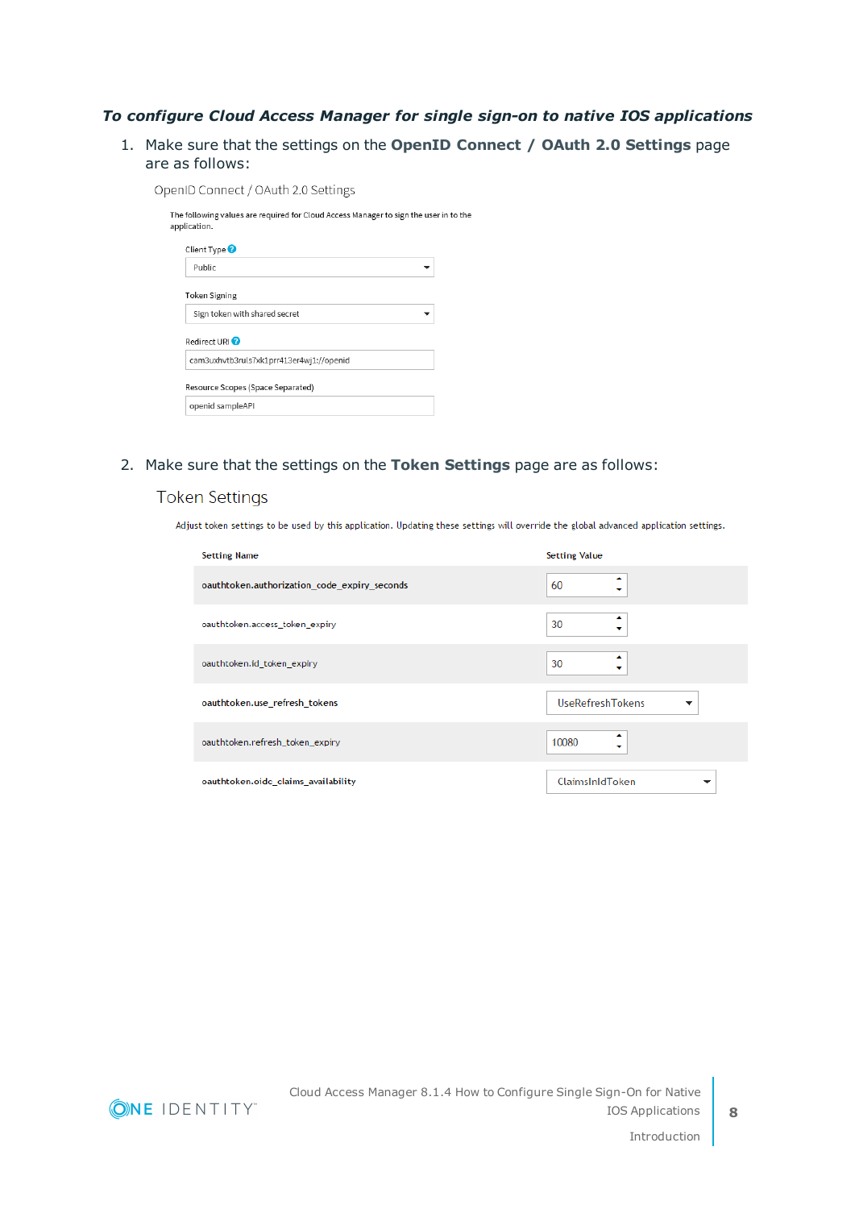*To configure Cloud Access Manager for single sign-on to native IOS applications*

1. Make sure that the settings on the **OpenID Connect / OAuth 2.0 Settings** page are as follows:

   OpenID Connect / OAuth 2.0 Settings

   The following values are required for Cloud Access Manager to sign the user in to the application.

   Client Type: Public

   Token Signing: Sign token with shared secret

   Redirect URI: cam3uxhvtb3ruls7xk1prr413er4wj1://openid

   Resource Scopes (Space Separated): openid sampleAPI

2. Make sure that the settings on the **Token Settings** page are as follows:

   Token Settings

   Adjust token settings to be used by this application. Updating these settings will override the global advanced application settings.

   | Setting Name | Setting Value |
   |---|---|
   | oauthtoken.authorization_code_expiry_seconds | 60 |
   | oauthtoken.access_token_expiry | 30 |
   | oauthtoken.id_token_expiry | 30 |
   | oauthtoken.use_refresh_tokens | UseRefreshTokens |
   | oauthtoken.refresh_token_expiry | 10080 |
   | oauthtoken.oidc_claims_availability | ClaimsInIdToken |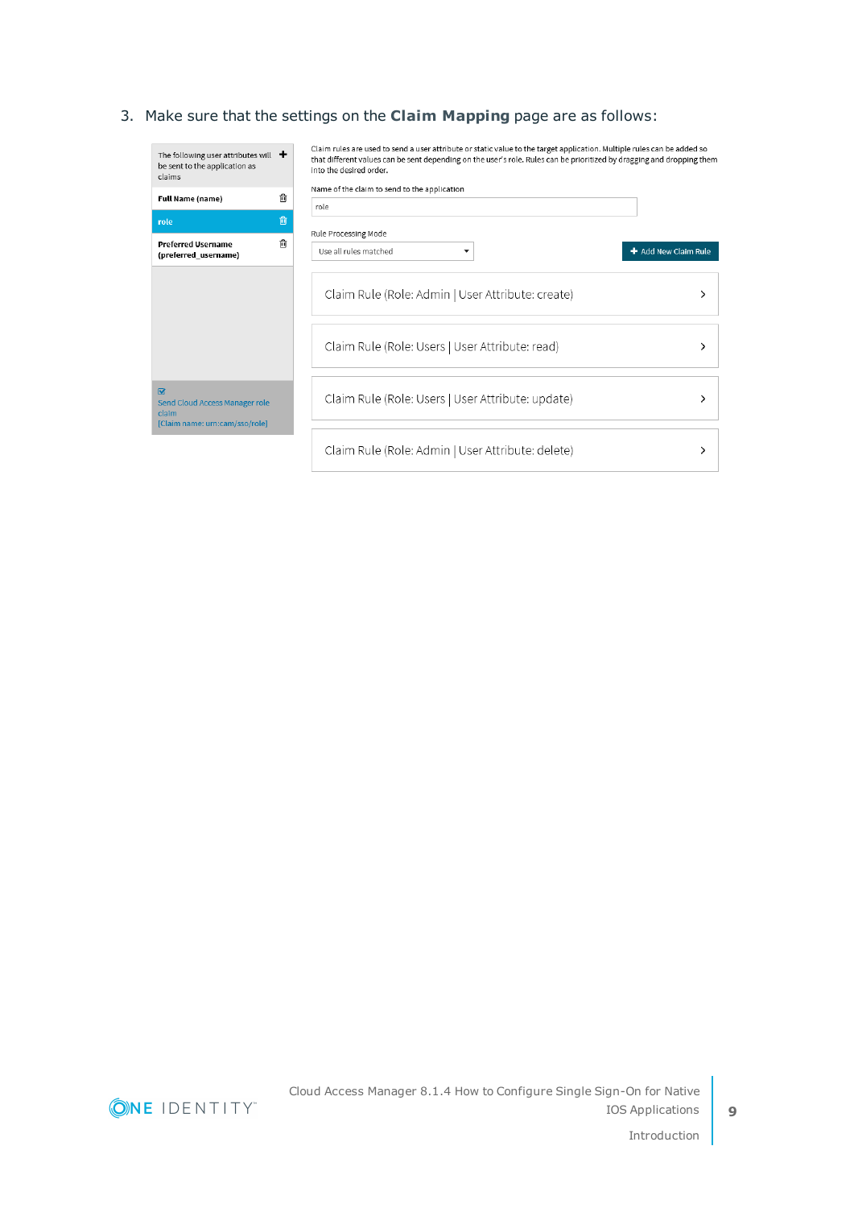3. Make sure that the settings on the **Claim Mapping** page are as follows:

The following user attributes will be sent to the application as claims

- Full Name (name)
- role
- Preferred Username (preferred_username)

Send Cloud Access Manager role claim [Claim name: urn:cam/sso/role]

Claim rules are used to send a user attribute or static value to the target application. Multiple rules can be added so that different values can be sent depending on the user's role. Rules can be prioritized by dragging and dropping them into the desired order.

Name of the claim to send to the application: role

Rule Processing Mode: Use all rules matched

Add New Claim Rule

- Claim Rule (Role: Admin | User Attribute: create)
- Claim Rule (Role: Users | User Attribute: read)
- Claim Rule (Role: Users | User Attribute: update)
- Claim Rule (Role: Admin | User Attribute: delete)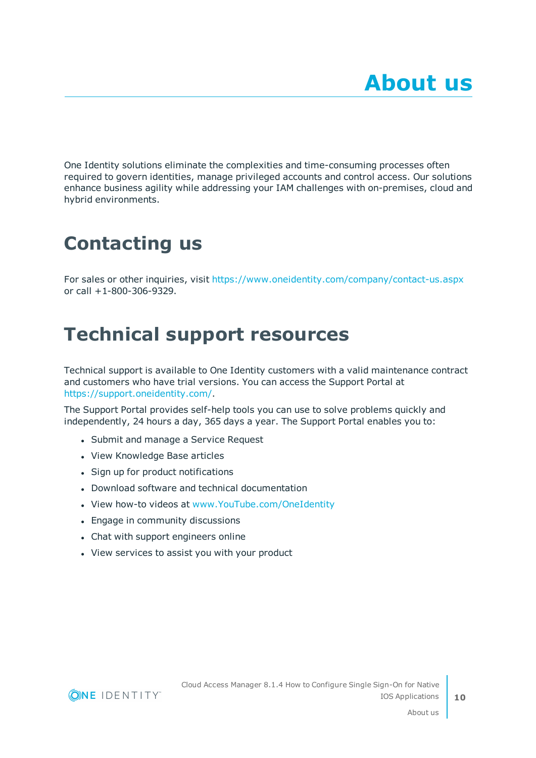# About us

One Identity solutions eliminate the complexities and time-consuming processes often required to govern identities, manage privileged accounts and control access. Our solutions enhance business agility while addressing your IAM challenges with on-premises, cloud and hybrid environments.

## Contacting us

For sales or other inquiries, visit https://www.oneidentity.com/company/contact-us.aspx or call +1-800-306-9329.

## Technical support resources

Technical support is available to One Identity customers with a valid maintenance contract and customers who have trial versions. You can access the Support Portal at https://support.oneidentity.com/.

The Support Portal provides self-help tools you can use to solve problems quickly and independently, 24 hours a day, 365 days a year. The Support Portal enables you to:

- Submit and manage a Service Request
- View Knowledge Base articles
- Sign up for product notifications
- Download software and technical documentation
- View how-to videos at www.YouTube.com/OneIdentity
- Engage in community discussions
- Chat with support engineers online
- View services to assist you with your product